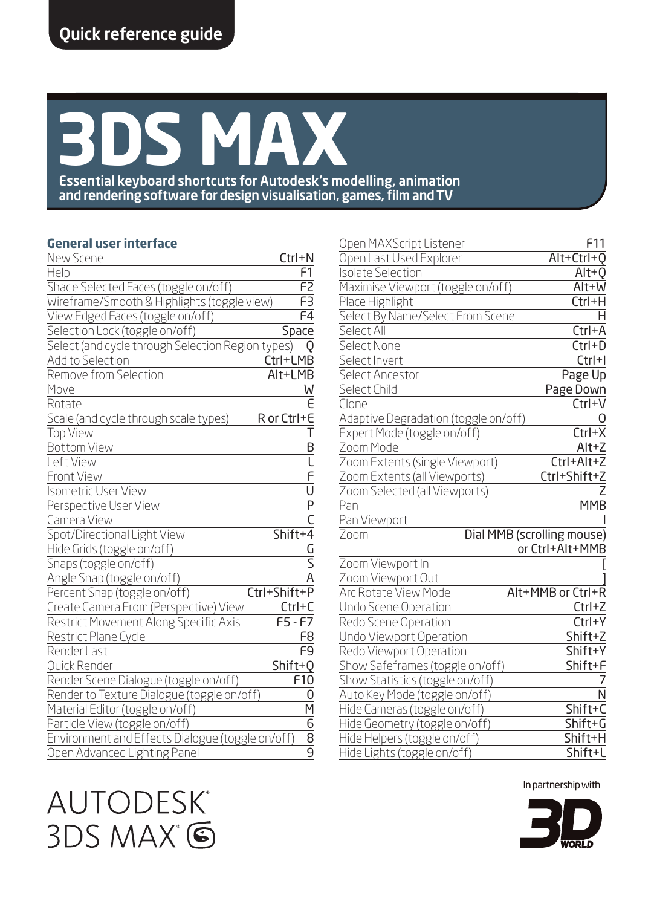Quick reference guide

# 3DS MAX

Essential keyboard shortcuts for Autodesk's modelling, animation and rendering software for design visualisation, games, film and TV

## General user interface

| Command | Shortcut |
|---|---|
| New Scene | Ctrl+N |
| Help | F1 |
| Shade Selected Faces (toggle on/off) | F2 |
| Wireframe/Smooth & Highlights (toggle view) | F3 |
| View Edged Faces (toggle on/off) | F4 |
| Selection Lock (toggle on/off) | Space |
| Select (and cycle through Selection Region types) | Q |
| Add to Selection | Ctrl+LMB |
| Remove from Selection | Alt+LMB |
| Move | W |
| Rotate | E |
| Scale (and cycle through scale types) | R or Ctrl+E |
| Top View | T |
| Bottom View | B |
| Left View | L |
| Front View | F |
| Isometric User View | U |
| Perspective User View | P |
| Camera View | C |
| Spot/Directional Light View | Shift+4 |
| Hide Grids (toggle on/off) | G |
| Snaps (toggle on/off) | S |
| Angle Snap (toggle on/off) | A |
| Percent Snap (toggle on/off) | Ctrl+Shift+P |
| Create Camera From (Perspective) View | Ctrl+C |
| Restrict Movement Along Specific Axis | F5 - F7 |
| Restrict Plane Cycle | F8 |
| Render Last | F9 |
| Quick Render | Shift+Q |
| Render Scene Dialogue (toggle on/off) | F10 |
| Render to Texture Dialogue (toggle on/off) | 0 |
| Material Editor (toggle on/off) | M |
| Particle View (toggle on/off) | 6 |
| Environment and Effects Dialogue (toggle on/off) | 8 |
| Open Advanced Lighting Panel | 9 |
| Open MAXScript Listener | F11 |
| Open Last Used Explorer | Alt+Ctrl+Q |
| Isolate Selection | Alt+Q |
| Maximise Viewport (toggle on/off) | Alt+W |
| Place Highlight | Ctrl+H |
| Select By Name/Select From Scene | H |
| Select All | Ctrl+A |
| Select None | Ctrl+D |
| Select Invert | Ctrl+I |
| Select Ancestor | Page Up |
| Select Child | Page Down |
| Clone | Ctrl+V |
| Adaptive Degradation (toggle on/off) | O |
| Expert Mode (toggle on/off) | Ctrl+X |
| Zoom Mode | Alt+Z |
| Zoom Extents (single Viewport) | Ctrl+Alt+Z |
| Zoom Extents (all Viewports) | Ctrl+Shift+Z |
| Zoom Selected (all Viewports) | Z |
| Pan | MMB |
| Pan Viewport | I |
| Zoom | Dial MMB (scrolling mouse) or Ctrl+Alt+MMB |
| Zoom Viewport In | [ |
| Zoom Viewport Out | ] |
| Arc Rotate View Mode | Alt+MMB or Ctrl+R |
| Undo Scene Operation | Ctrl+Z |
| Redo Scene Operation | Ctrl+Y |
| Undo Viewport Operation | Shift+Z |
| Redo Viewport Operation | Shift+Y |
| Show Safeframes (toggle on/off) | Shift+F |
| Show Statistics (toggle on/off) | 7 |
| Auto Key Mode (toggle on/off) | N |
| Hide Cameras (toggle on/off) | Shift+C |
| Hide Geometry (toggle on/off) | Shift+G |
| Hide Helpers (toggle on/off) | Shift+H |
| Hide Lights (toggle on/off) | Shift+L |

AUTODESK®
3DS MAX®

In partnership with 3D WORLD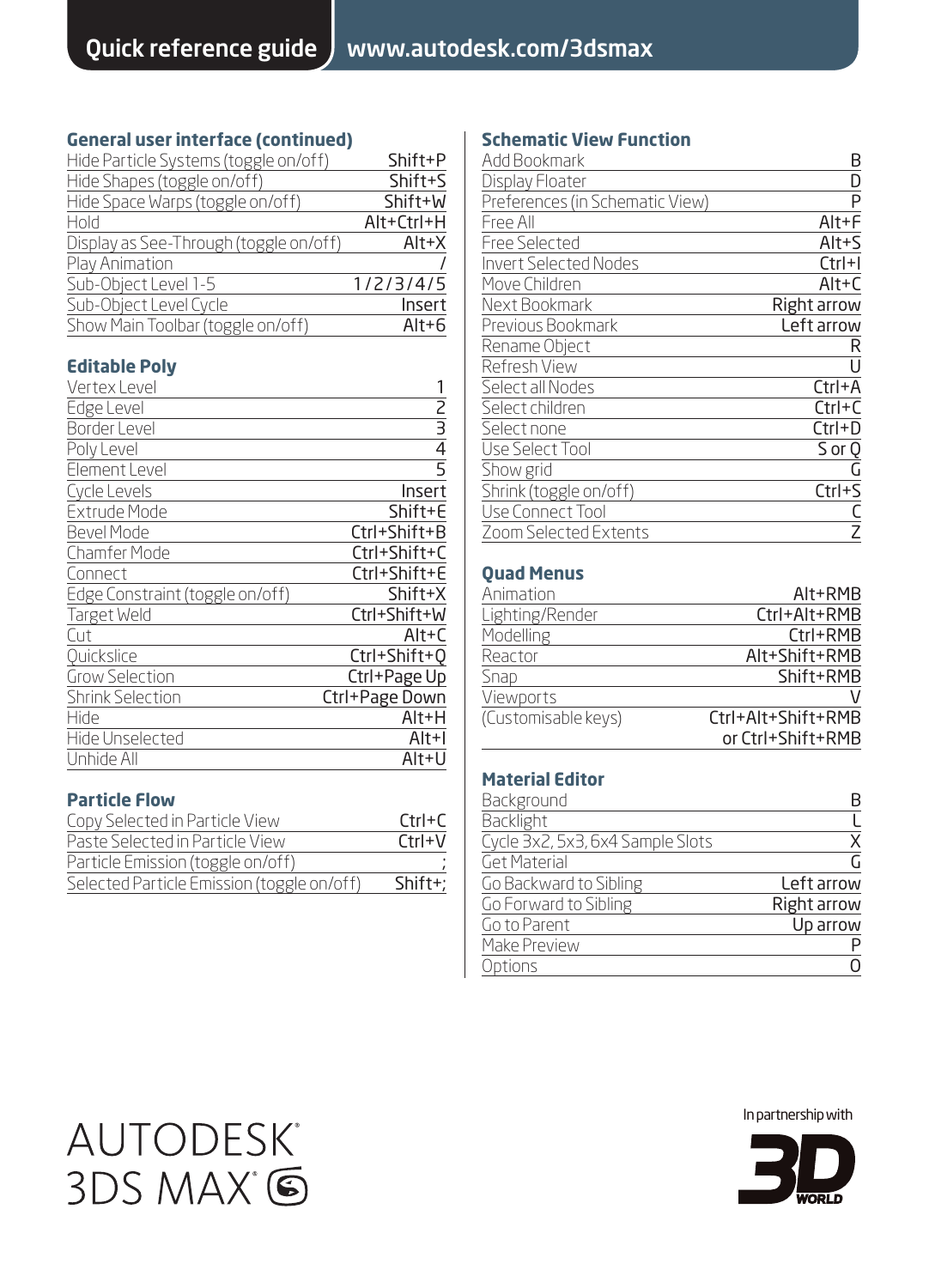## General user interface (continued)

| | |
|---|---|
| Hide Particle Systems (toggle on/off) | Shift+P |
| Hide Shapes (toggle on/off) | Shift+S |
| Hide Space Warps (toggle on/off) | Shift+W |
| Hold | Alt+Ctrl+H |
| Display as See-Through (toggle on/off) | Alt+X |
| Play Animation | / |
| Sub-Object Level 1-5 | 1/2/3/4/5 |
| Sub-Object Level Cycle | Insert |
| Show Main Toolbar (toggle on/off) | Alt+6 |

## Editable Poly

| | |
|---|---|
| Vertex Level | 1 |
| Edge Level | 2 |
| Border Level | 3 |
| Poly Level | 4 |
| Element Level | 5 |
| Cycle Levels | Insert |
| Extrude Mode | Shift+E |
| Bevel Mode | Ctrl+Shift+B |
| Chamfer Mode | Ctrl+Shift+C |
| Connect | Ctrl+Shift+E |
| Edge Constraint (toggle on/off) | Shift+X |
| Target Weld | Ctrl+Shift+W |
| Cut | Alt+C |
| Quickslice | Ctrl+Shift+Q |
| Grow Selection | Ctrl+Page Up |
| Shrink Selection | Ctrl+Page Down |
| Hide | Alt+H |
| Hide Unselected | Alt+I |
| Unhide All | Alt+U |

## Particle Flow

| | |
|---|---|
| Copy Selected in Particle View | Ctrl+C |
| Paste Selected in Particle View | Ctrl+V |
| Particle Emission (toggle on/off) | ; |
| Selected Particle Emission (toggle on/off) | Shift+; |

## Schematic View Function

| | |
|---|---|
| Add Bookmark | B |
| Display Floater | D |
| Preferences (in Schematic View) | P |
| Free All | Alt+F |
| Free Selected | Alt+S |
| Invert Selected Nodes | Ctrl+I |
| Move Children | Alt+C |
| Next Bookmark | Right arrow |
| Previous Bookmark | Left arrow |
| Rename Object | R |
| Refresh View | U |
| Select all Nodes | Ctrl+A |
| Select children | Ctrl+C |
| Select none | Ctrl+D |
| Use Select Tool | S or Q |
| Show grid | G |
| Shrink (toggle on/off) | Ctrl+S |
| Use Connect Tool | C |
| Zoom Selected Extents | Z |

## Quad Menus

| | |
|---|---|
| Animation | Alt+RMB |
| Lighting/Render | Ctrl+Alt+RMB |
| Modelling | Ctrl+RMB |
| Reactor | Alt+Shift+RMB |
| Snap | Shift+RMB |
| Viewports | V |
| (Customisable keys) | Ctrl+Alt+Shift+RMB or Ctrl+Shift+RMB |

## Material Editor

| | |
|---|---|
| Background | B |
| Backlight | L |
| Cycle 3x2, 5x3, 6x4 Sample Slots | X |
| Get Material | G |
| Go Backward to Sibling | Left arrow |
| Go Forward to Sibling | Right arrow |
| Go to Parent | Up arrow |
| Make Preview | P |
| Options | O |

AUTODESK® 3DS MAX®

In partnership with 3D WORLD